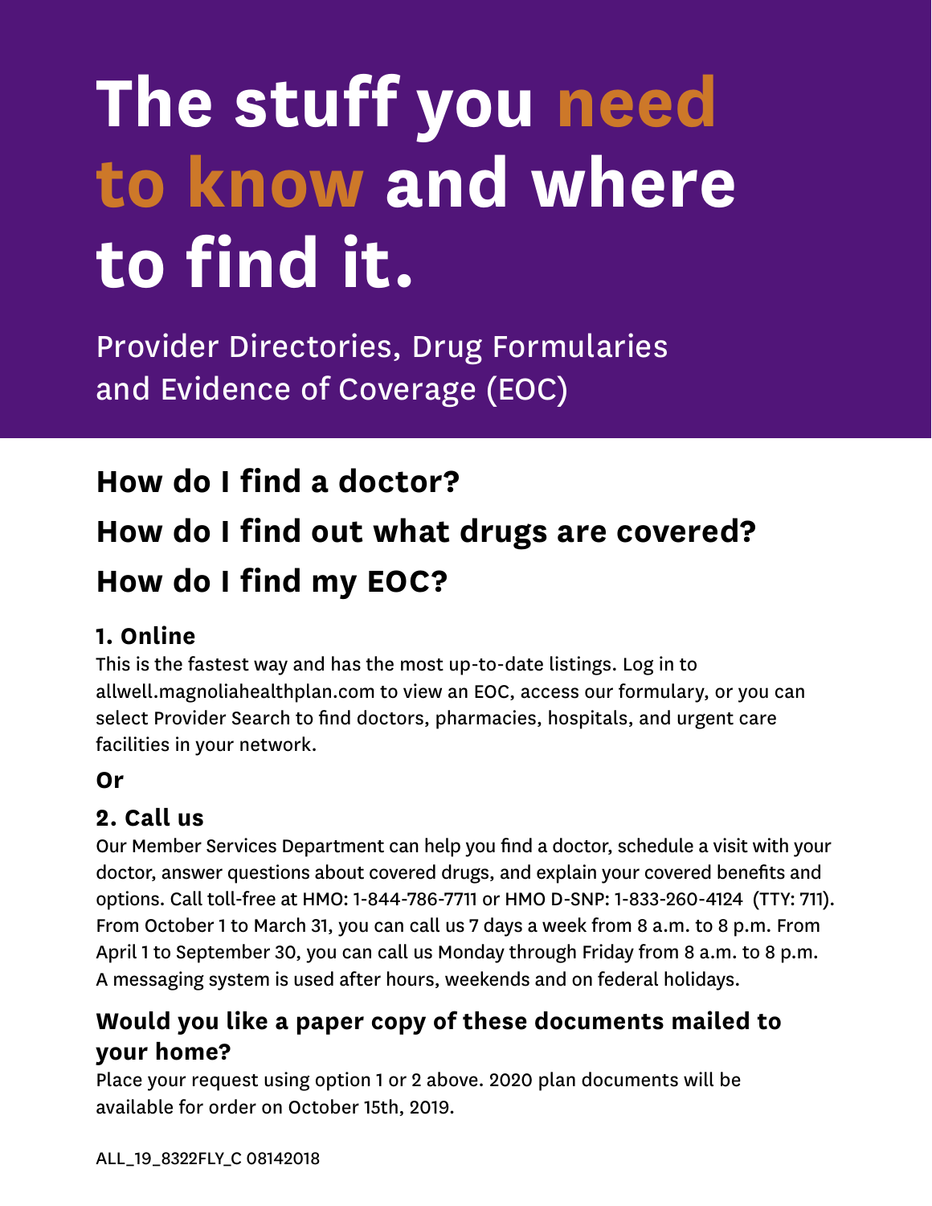# The stuff you need to know and where to find it.

Provider Directories, Drug Formularies and Evidence of Coverage (EOC)

## How do I find a doctor?

## How do I find out what drugs are covered?

## How do I find my EOC?

### 1. Online

This is the fastest way and has the most up-to-date listings. Log in to allwell.magnoliahealthplan.com to view an EOC, access our formulary, or you can select Provider Search to find doctors, pharmacies, hospitals, and urgent care facilities in your network.

**Or**

### 2. Call us

Our Member Services Department can help you find a doctor, schedule a visit with your doctor, answer questions about covered drugs, and explain your covered benefits and options. Call toll-free at HMO: 1-844-786-7711 or HMO D-SNP: 1-833-260-4124 (TTY: 711). From October 1 to March 31, you can call us 7 days a week from 8 a.m. to 8 p.m. From April 1 to September 30, you can call us Monday through Friday from 8 a.m. to 8 p.m. A messaging system is used after hours, weekends and on federal holidays.

### Would you like a paper copy of these documents mailed to your home?

Place your request using option 1 or 2 above. 2020 plan documents will be available for order on October 15th, 2019.

ALL_19_8322FLY_C 08142018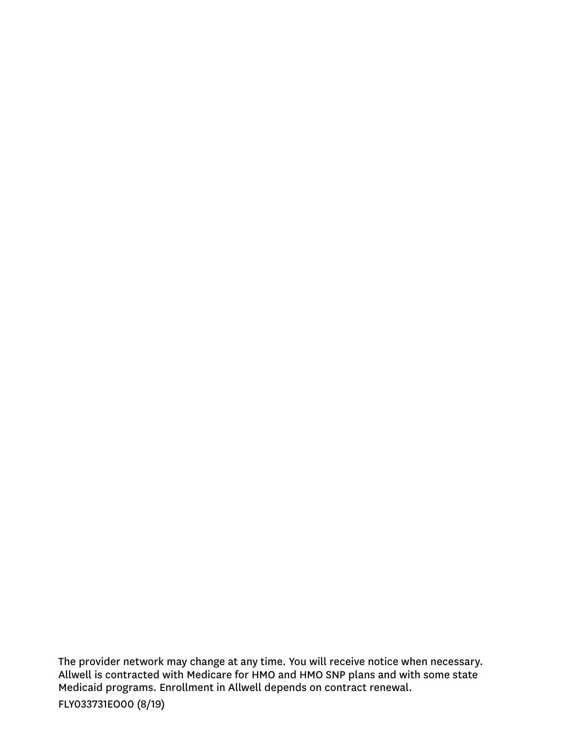The provider network may change at any time. You will receive notice when necessary. Allwell is contracted with Medicare for HMO and HMO SNP plans and with some state Medicaid programs. Enrollment in Allwell depends on contract renewal.

FLY033731EO00 (8/19)